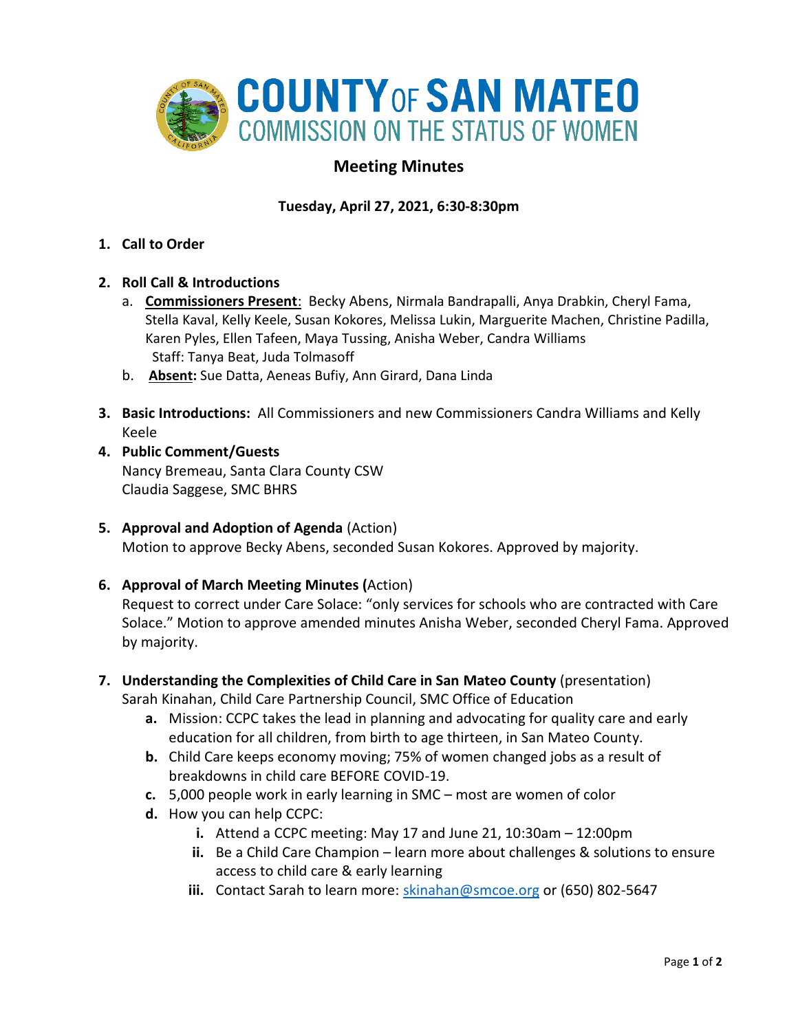# COUNTY OF SAN MATEO
## COMMISSION ON THE STATUS OF WOMEN

## Meeting Minutes

**Tuesday, April 27, 2021, 6:30-8:30pm**

1. **Call to Order**

2. **Roll Call & Introductions**
   a. **Commissioners Present**: Becky Abens, Nirmala Bandrapalli, Anya Drabkin, Cheryl Fama, Stella Kaval, Kelly Keele, Susan Kokores, Melissa Lukin, Marguerite Machen, Christine Padilla, Karen Pyles, Ellen Tafeen, Maya Tussing, Anisha Weber, Candra Williams
   Staff: Tanya Beat, Juda Tolmasoff
   b. **Absent:** Sue Datta, Aeneas Bufiy, Ann Girard, Dana Linda

3. **Basic Introductions:** All Commissioners and new Commissioners Candra Williams and Kelly Keele

4. **Public Comment/Guests**
   Nancy Bremeau, Santa Clara County CSW
   Claudia Saggese, SMC BHRS

5. **Approval and Adoption of Agenda** (Action)
   Motion to approve Becky Abens, seconded Susan Kokores. Approved by majority.

6. **Approval of March Meeting Minutes (**Action)
   Request to correct under Care Solace: "only services for schools who are contracted with Care Solace." Motion to approve amended minutes Anisha Weber, seconded Cheryl Fama. Approved by majority.

7. **Understanding the Complexities of Child Care in San Mateo County** (presentation)
   Sarah Kinahan, Child Care Partnership Council, SMC Office of Education
   a. Mission: CCPC takes the lead in planning and advocating for quality care and early education for all children, from birth to age thirteen, in San Mateo County.
   b. Child Care keeps economy moving; 75% of women changed jobs as a result of breakdowns in child care BEFORE COVID-19.
   c. 5,000 people work in early learning in SMC – most are women of color
   d. How you can help CCPC:
      i. Attend a CCPC meeting: May 17 and June 21, 10:30am – 12:00pm
      ii. Be a Child Care Champion – learn more about challenges & solutions to ensure access to child care & early learning
      iii. Contact Sarah to learn more: skinahan@smcoe.org or (650) 802-5647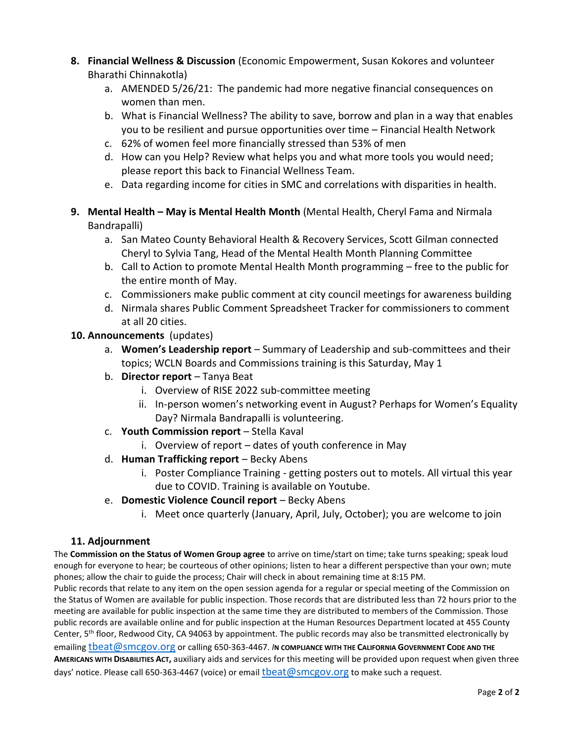8. **Financial Wellness & Discussion** (Economic Empowerment, Susan Kokores and volunteer Bharathi Chinnakotla)
   a. AMENDED 5/26/21: The pandemic had more negative financial consequences on women than men.
   b. What is Financial Wellness? The ability to save, borrow and plan in a way that enables you to be resilient and pursue opportunities over time – Financial Health Network
   c. 62% of women feel more financially stressed than 53% of men
   d. How can you Help? Review what helps you and what more tools you would need; please report this back to Financial Wellness Team.
   e. Data regarding income for cities in SMC and correlations with disparities in health.

9. **Mental Health – May is Mental Health Month** (Mental Health, Cheryl Fama and Nirmala Bandrapalli)
   a. San Mateo County Behavioral Health & Recovery Services, Scott Gilman connected Cheryl to Sylvia Tang, Head of the Mental Health Month Planning Committee
   b. Call to Action to promote Mental Health Month programming – free to the public for the entire month of May.
   c. Commissioners make public comment at city council meetings for awareness building
   d. Nirmala shares Public Comment Spreadsheet Tracker for commissioners to comment at all 20 cities.

10. **Announcements** (updates)
    a. **Women's Leadership report** – Summary of Leadership and sub-committees and their topics; WCLN Boards and Commissions training is this Saturday, May 1
    b. **Director report** – Tanya Beat
       i. Overview of RISE 2022 sub-committee meeting
       ii. In-person women's networking event in August? Perhaps for Women's Equality Day? Nirmala Bandrapalli is volunteering.
    c. **Youth Commission report** – Stella Kaval
       i. Overview of report – dates of youth conference in May
    d. **Human Trafficking report** – Becky Abens
       i. Poster Compliance Training - getting posters out to motels. All virtual this year due to COVID. Training is available on Youtube.
    e. **Domestic Violence Council report** – Becky Abens
       i. Meet once quarterly (January, April, July, October); you are welcome to join

### 11. Adjournment

The **Commission on the Status of Women Group agree** to arrive on time/start on time; take turns speaking; speak loud enough for everyone to hear; be courteous of other opinions; listen to hear a different perspective than your own; mute phones; allow the chair to guide the process; Chair will check in about remaining time at 8:15 PM.

Public records that relate to any item on the open session agenda for a regular or special meeting of the Commission on the Status of Women are available for public inspection. Those records that are distributed less than 72 hours prior to the meeting are available for public inspection at the same time they are distributed to members of the Commission. Those public records are available online and for public inspection at the Human Resources Department located at 455 County Center, 5th floor, Redwood City, CA 94063 by appointment. The public records may also be transmitted electronically by emailing tbeat@smcgov.org or calling 650-363-4467. *I*N COMPLIANCE WITH THE CALIFORNIA GOVERNMENT CODE AND THE AMERICANS WITH DISABILITIES ACT**,** auxiliary aids and services for this meeting will be provided upon request when given three days' notice. Please call 650-363-4467 (voice) or email tbeat@smcgov.org to make such a request.